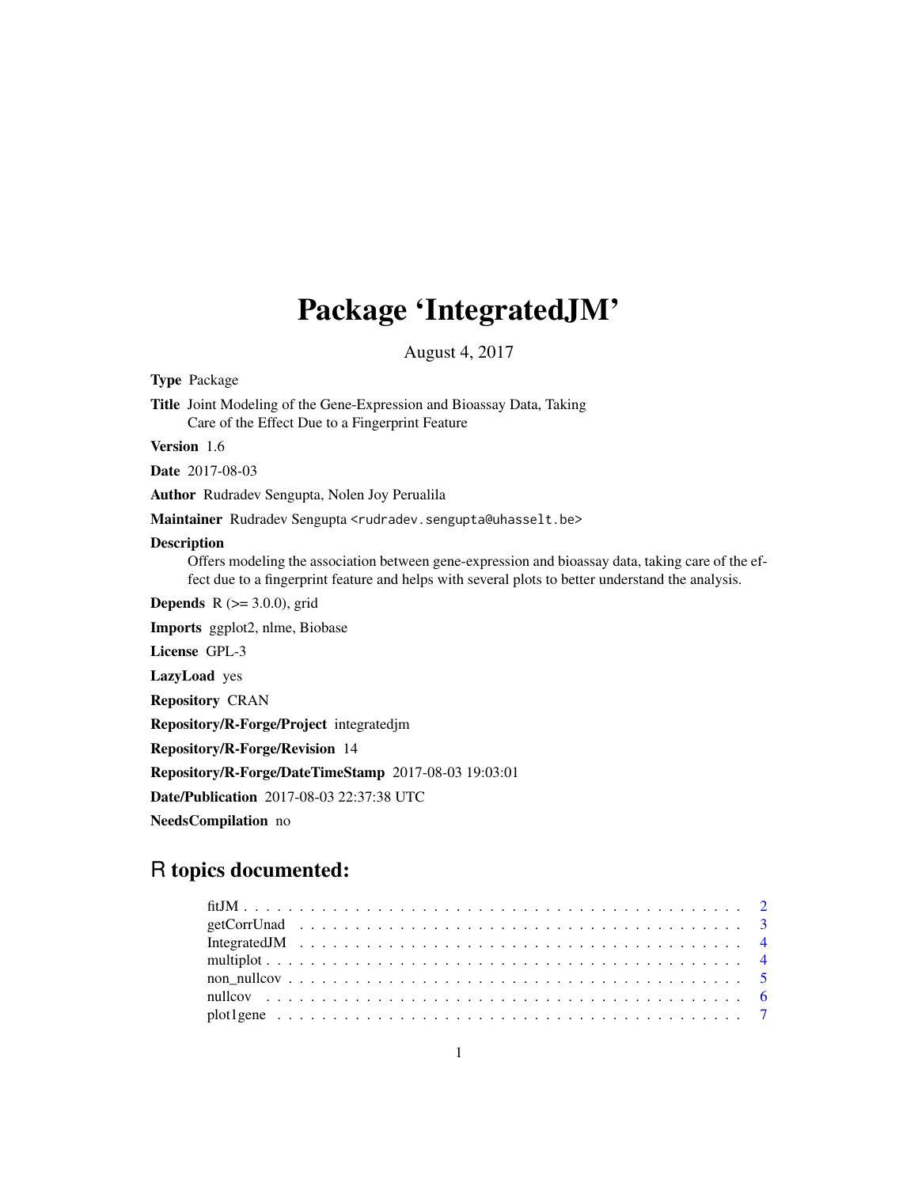# Package 'IntegratedJM'

August 4, 2017

**Type** Package

**Title** Joint Modeling of the Gene-Expression and Bioassay Data, Taking Care of the Effect Due to a Fingerprint Feature

**Version** 1.6

**Date** 2017-08-03

**Author** Rudradev Sengupta, Nolen Joy Perualila

**Maintainer** Rudradev Sengupta <rudradev.sengupta@uhasselt.be>

**Description**

Offers modeling the association between gene-expression and bioassay data, taking care of the effect due to a fingerprint feature and helps with several plots to better understand the analysis.

**Depends** R (>= 3.0.0), grid

**Imports** ggplot2, nlme, Biobase

**License** GPL-3

**LazyLoad** yes

**Repository** CRAN

**Repository/R-Forge/Project** integratedjm

**Repository/R-Forge/Revision** 14

**Repository/R-Forge/DateTimeStamp** 2017-08-03 19:03:01

**Date/Publication** 2017-08-03 22:37:38 UTC

**NeedsCompilation** no

## R topics documented:

- fitJM . . . . . . . . . . . . . . . . . . . . . . . . . . . . . . . . . . . . . . . . . . . 2
- getCorrUnad . . . . . . . . . . . . . . . . . . . . . . . . . . . . . . . . . . . . . . . 3
- IntegratedJM . . . . . . . . . . . . . . . . . . . . . . . . . . . . . . . . . . . . . . . 4
- multiplot . . . . . . . . . . . . . . . . . . . . . . . . . . . . . . . . . . . . . . . . . 4
- non_nullcov . . . . . . . . . . . . . . . . . . . . . . . . . . . . . . . . . . . . . . . 5
- nullcov . . . . . . . . . . . . . . . . . . . . . . . . . . . . . . . . . . . . . . . . . . 6
- plot1gene . . . . . . . . . . . . . . . . . . . . . . . . . . . . . . . . . . . . . . . . 7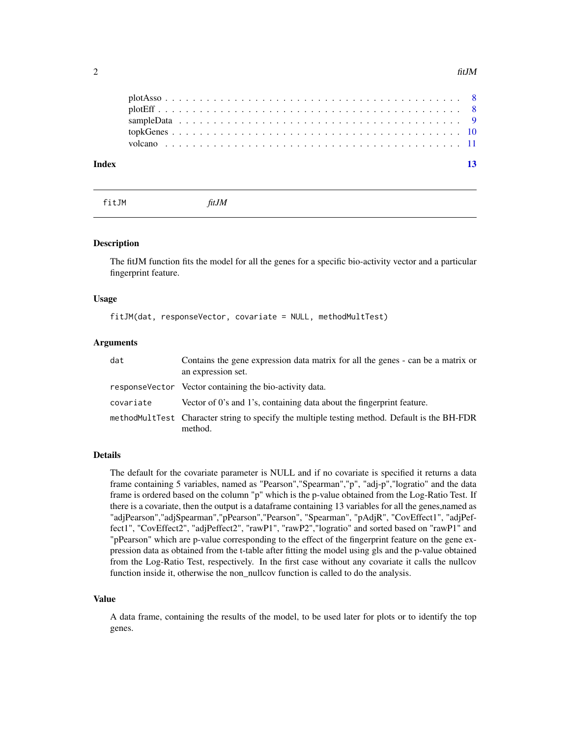plotAsso . . . . . . . . . . . . . . . . . . . . . . . . . . . . . . . . . . . . . . . . 8
plotEff . . . . . . . . . . . . . . . . . . . . . . . . . . . . . . . . . . . . . . . . 8
sampleData . . . . . . . . . . . . . . . . . . . . . . . . . . . . . . . . . . . . . . 9
topkGenes . . . . . . . . . . . . . . . . . . . . . . . . . . . . . . . . . . . . . . 10
volcano . . . . . . . . . . . . . . . . . . . . . . . . . . . . . . . . . . . . . . . 11

**Index** 13

---

## fitJM *fitJM*

### Description

The fitJM function fits the model for all the genes for a specific bio-activity vector and a particular fingerprint feature.

### Usage

```
fitJM(dat, responseVector, covariate = NULL, methodMultTest)
```

### Arguments

| | |
|---|---|
| `dat` | Contains the gene expression data matrix for all the genes - can be a matrix or an expression set. |
| `responseVector` | Vector containing the bio-activity data. |
| `covariate` | Vector of 0's and 1's, containing data about the fingerprint feature. |
| `methodMultTest` | Character string to specify the multiple testing method. Default is the BH-FDR method. |

### Details

The default for the covariate parameter is NULL and if no covariate is specified it returns a data frame containing 5 variables, named as "Pearson","Spearman","p", "adj-p","logratio" and the data frame is ordered based on the column "p" which is the p-value obtained from the Log-Ratio Test. If there is a covariate, then the output is a dataframe containing 13 variables for all the genes,named as "adjPearson","adjSpearman","pPearson","Pearson", "Spearman", "pAdjR", "CovEffect1", "adjPeffect1", "CovEffect2", "adjPeffect2", "rawP1", "rawP2","logratio" and sorted based on "rawP1" and "pPearson" which are p-value corresponding to the effect of the fingerprint feature on the gene expression data as obtained from the t-table after fitting the model using gls and the p-value obtained from the Log-Ratio Test, respectively. In the first case without any covariate it calls the nullcov function inside it, otherwise the non_nullcov function is called to do the analysis.

### Value

A data frame, containing the results of the model, to be used later for plots or to identify the top genes.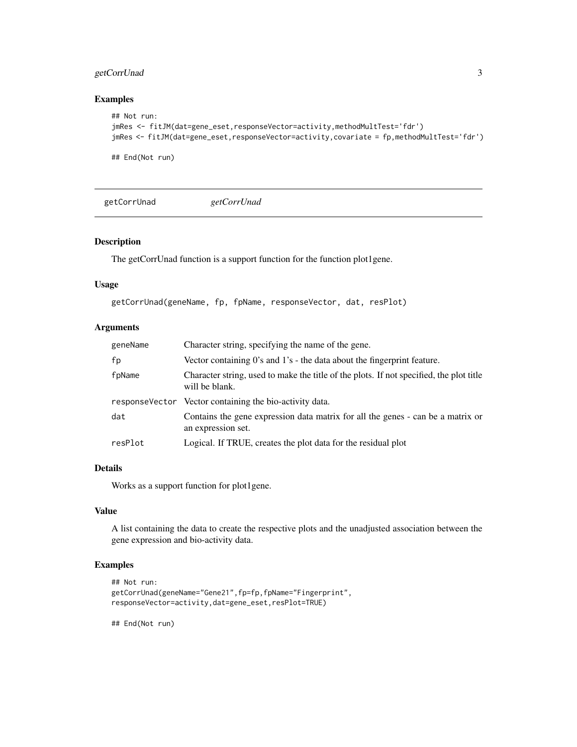## Examples

```
## Not run:
jmRes <- fitJM(dat=gene_eset,responseVector=activity,methodMultTest='fdr')
jmRes <- fitJM(dat=gene_eset,responseVector=activity,covariate = fp,methodMultTest='fdr')

## End(Not run)
```

---

# getCorrUnad *getCorrUnad*

## Description

The getCorrUnad function is a support function for the function plot1gene.

## Usage

```
getCorrUnad(geneName, fp, fpName, responseVector, dat, resPlot)
```

## Arguments

| | |
|---|---|
| geneName | Character string, specifying the name of the gene. |
| fp | Vector containing 0's and 1's - the data about the fingerprint feature. |
| fpName | Character string, used to make the title of the plots. If not specified, the plot title will be blank. |
| responseVector | Vector containing the bio-activity data. |
| dat | Contains the gene expression data matrix for all the genes - can be a matrix or an expression set. |
| resPlot | Logical. If TRUE, creates the plot data for the residual plot |

## Details

Works as a support function for plot1gene.

## Value

A list containing the data to create the respective plots and the unadjusted association between the gene expression and bio-activity data.

## Examples

```
## Not run:
getCorrUnad(geneName="Gene21",fp=fp,fpName="Fingerprint",
responseVector=activity,dat=gene_eset,resPlot=TRUE)

## End(Not run)
```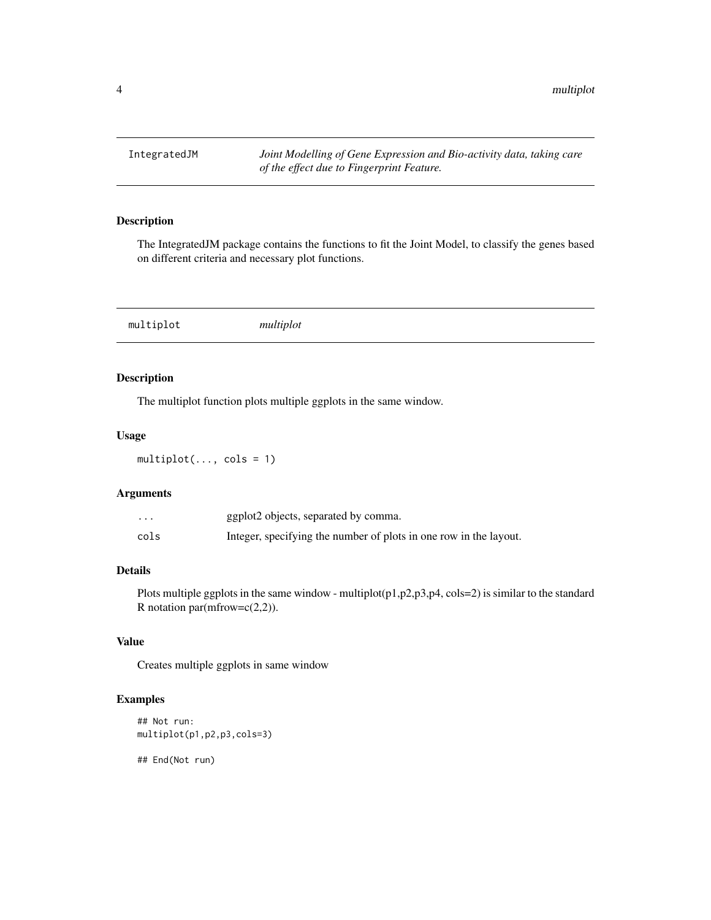## IntegratedJM — *Joint Modelling of Gene Expression and Bio-activity data, taking care of the effect due to Fingerprint Feature.*

### Description

The IntegratedJM package contains the functions to fit the Joint Model, to classify the genes based on different criteria and necessary plot functions.

## multiplot — *multiplot*

### Description

The multiplot function plots multiple ggplots in the same window.

### Usage

```
multiplot(..., cols = 1)
```

### Arguments

| | |
|---|---|
| ... | ggplot2 objects, separated by comma. |
| cols | Integer, specifying the number of plots in one row in the layout. |

### Details

Plots multiple ggplots in the same window - multiplot(p1,p2,p3,p4, cols=2) is similar to the standard R notation par(mfrow=c(2,2)).

### Value

Creates multiple ggplots in same window

### Examples

```
## Not run:
multiplot(p1,p2,p3,cols=3)

## End(Not run)
```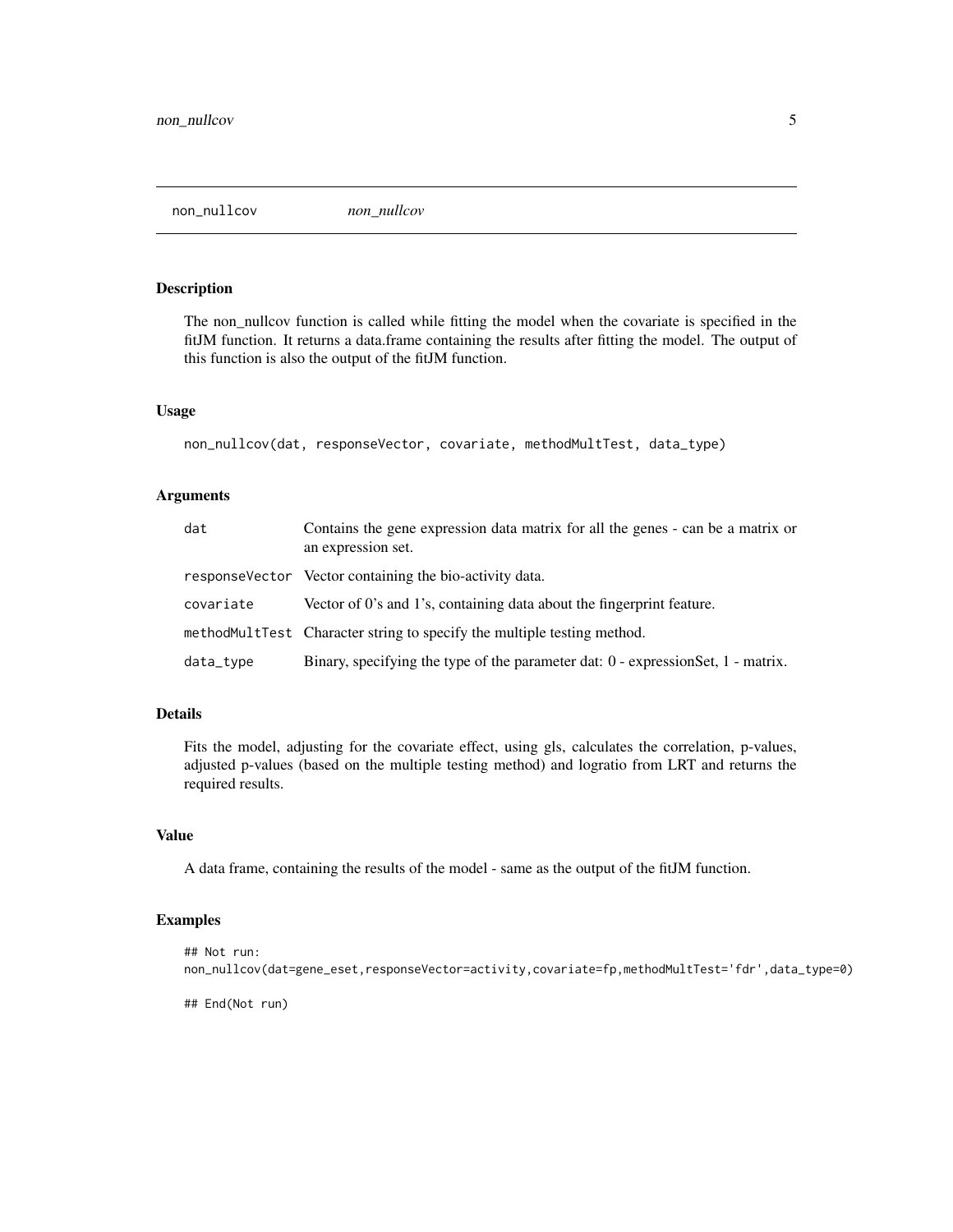# non_nullcov — *non_nullcov*

## Description

The non_nullcov function is called while fitting the model when the covariate is specified in the fitJM function. It returns a data.frame containing the results after fitting the model. The output of this function is also the output of the fitJM function.

## Usage

```
non_nullcov(dat, responseVector, covariate, methodMultTest, data_type)
```

## Arguments

| | |
|---|---|
| `dat` | Contains the gene expression data matrix for all the genes - can be a matrix or an expression set. |
| `responseVector` | Vector containing the bio-activity data. |
| `covariate` | Vector of 0's and 1's, containing data about the fingerprint feature. |
| `methodMultTest` | Character string to specify the multiple testing method. |
| `data_type` | Binary, specifying the type of the parameter dat: 0 - expressionSet, 1 - matrix. |

## Details

Fits the model, adjusting for the covariate effect, using gls, calculates the correlation, p-values, adjusted p-values (based on the multiple testing method) and logratio from LRT and returns the required results.

## Value

A data frame, containing the results of the model - same as the output of the fitJM function.

## Examples

```
## Not run:
non_nullcov(dat=gene_eset,responseVector=activity,covariate=fp,methodMultTest='fdr',data_type=0)

## End(Not run)
```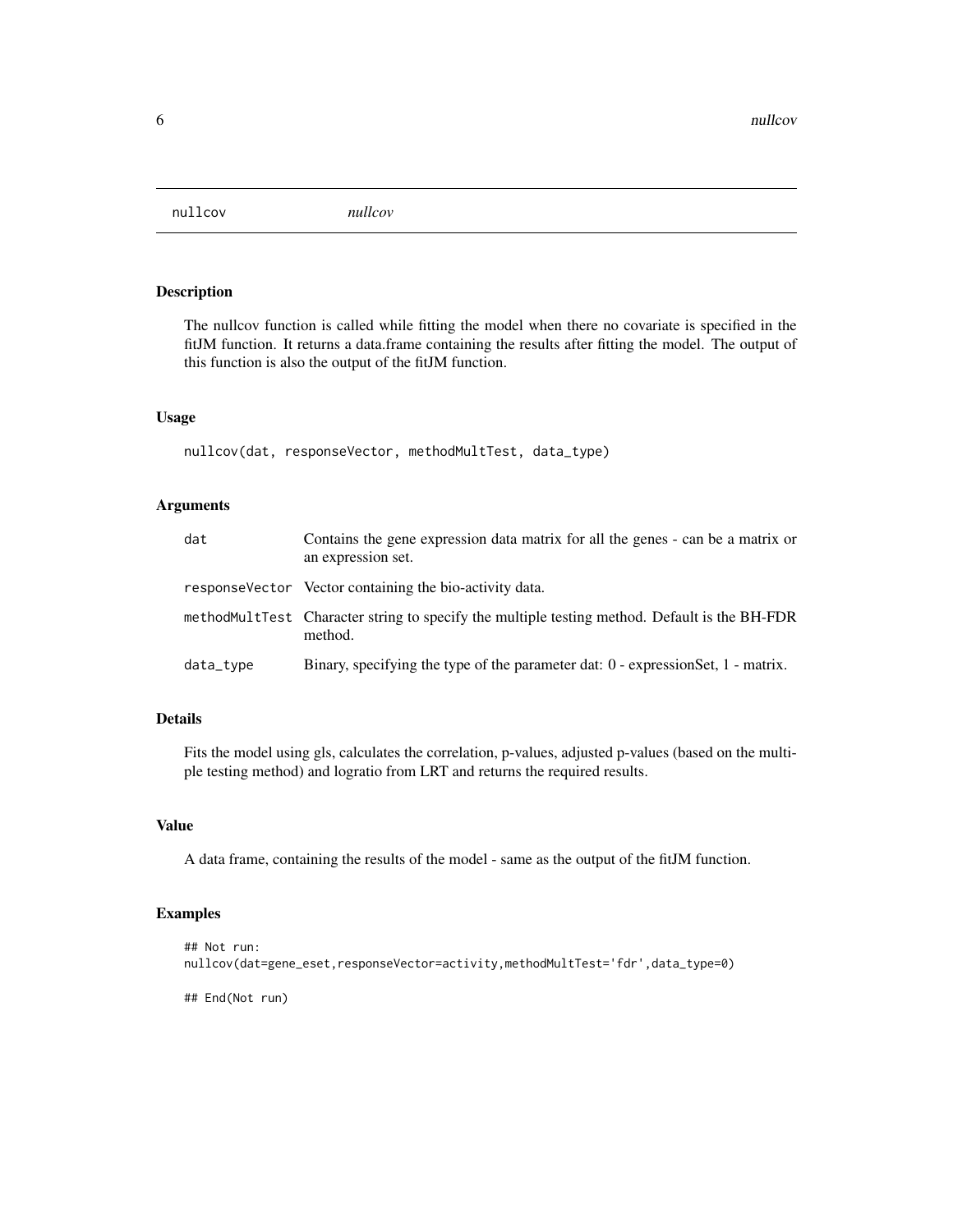# nullcov *nullcov*

## Description

The nullcov function is called while fitting the model when there no covariate is specified in the fitJM function. It returns a data.frame containing the results after fitting the model. The output of this function is also the output of the fitJM function.

## Usage

```
nullcov(dat, responseVector, methodMultTest, data_type)
```

## Arguments

| | |
|---|---|
| dat | Contains the gene expression data matrix for all the genes - can be a matrix or an expression set. |
| responseVector | Vector containing the bio-activity data. |
| methodMultTest | Character string to specify the multiple testing method. Default is the BH-FDR method. |
| data_type | Binary, specifying the type of the parameter dat: 0 - expressionSet, 1 - matrix. |

## Details

Fits the model using gls, calculates the correlation, p-values, adjusted p-values (based on the multiple testing method) and logratio from LRT and returns the required results.

## Value

A data frame, containing the results of the model - same as the output of the fitJM function.

## Examples

```
## Not run:
nullcov(dat=gene_eset,responseVector=activity,methodMultTest='fdr',data_type=0)

## End(Not run)
```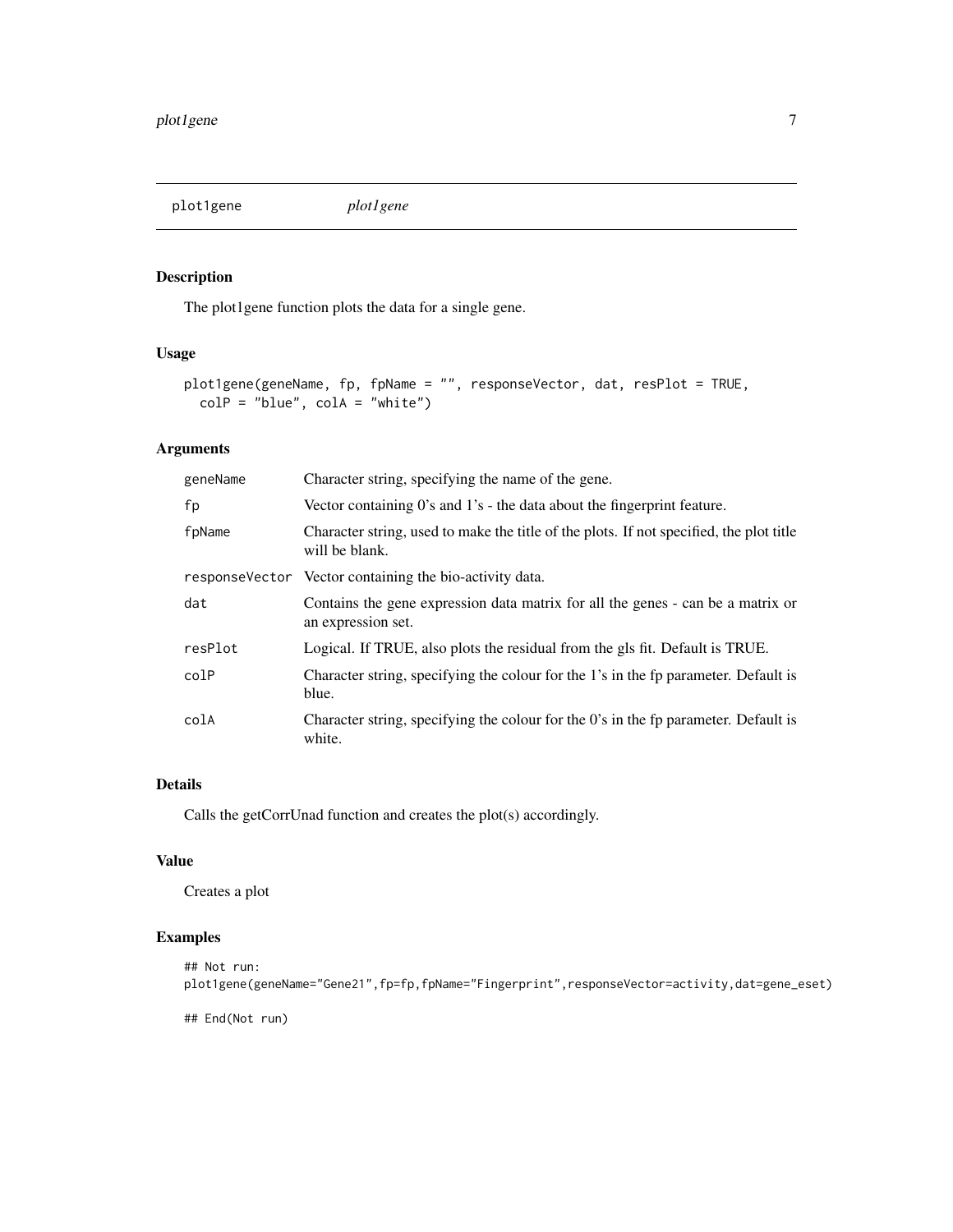# plot1gene *plot1gene*

## Description

The plot1gene function plots the data for a single gene.

## Usage

```
plot1gene(geneName, fp, fpName = "", responseVector, dat, resPlot = TRUE,
  colP = "blue", colA = "white")
```

## Arguments

| | |
|---|---|
| geneName | Character string, specifying the name of the gene. |
| fp | Vector containing 0's and 1's - the data about the fingerprint feature. |
| fpName | Character string, used to make the title of the plots. If not specified, the plot title will be blank. |
| responseVector | Vector containing the bio-activity data. |
| dat | Contains the gene expression data matrix for all the genes - can be a matrix or an expression set. |
| resPlot | Logical. If TRUE, also plots the residual from the gls fit. Default is TRUE. |
| colP | Character string, specifying the colour for the 1's in the fp parameter. Default is blue. |
| colA | Character string, specifying the colour for the 0's in the fp parameter. Default is white. |

## Details

Calls the getCorrUnad function and creates the plot(s) accordingly.

## Value

Creates a plot

## Examples

```
## Not run:
plot1gene(geneName="Gene21",fp=fp,fpName="Fingerprint",responseVector=activity,dat=gene_eset)

## End(Not run)
```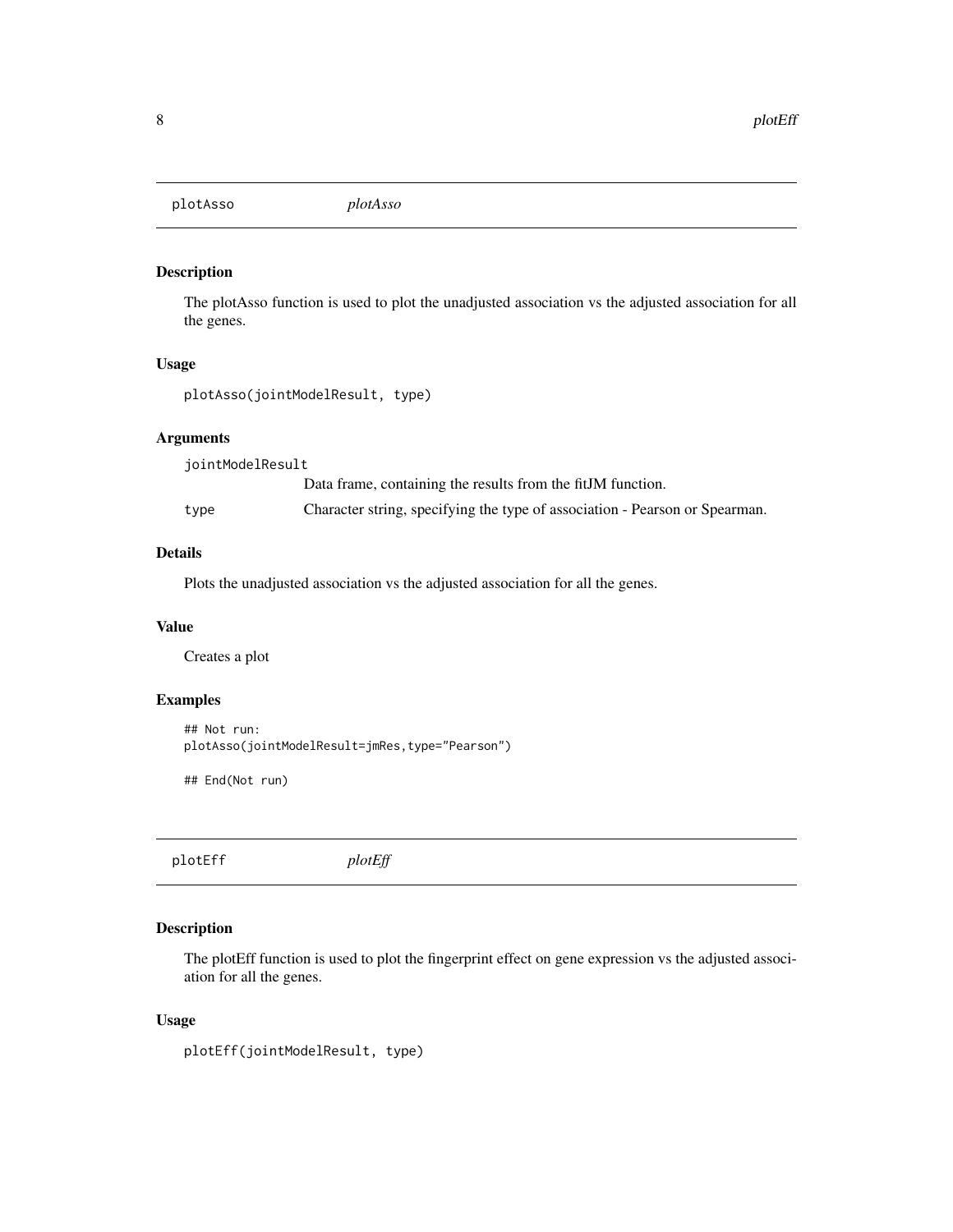## plotAsso *plotAsso*

### Description

The plotAsso function is used to plot the unadjusted association vs the adjusted association for all the genes.

### Usage

```
plotAsso(jointModelResult, type)
```

### Arguments

| | |
|---|---|
| jointModelResult | Data frame, containing the results from the fitJM function. |
| type | Character string, specifying the type of association - Pearson or Spearman. |

### Details

Plots the unadjusted association vs the adjusted association for all the genes.

### Value

Creates a plot

### Examples

```
## Not run:
plotAsso(jointModelResult=jmRes,type="Pearson")

## End(Not run)
```

## plotEff *plotEff*

### Description

The plotEff function is used to plot the fingerprint effect on gene expression vs the adjusted association for all the genes.

### Usage

```
plotEff(jointModelResult, type)
```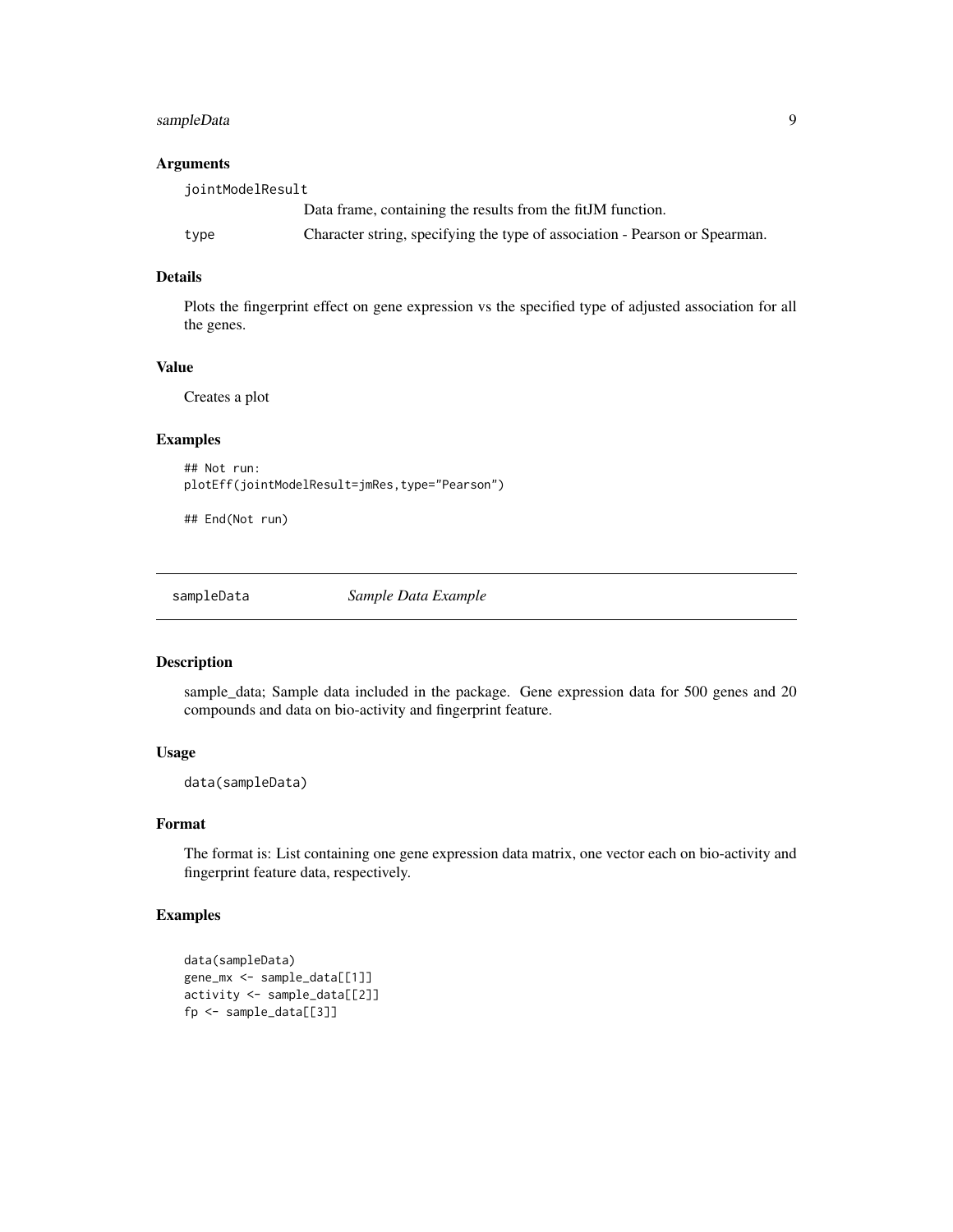### Arguments

jointModelResult
: Data frame, containing the results from the fitJM function.

type
: Character string, specifying the type of association - Pearson or Spearman.

### Details

Plots the fingerprint effect on gene expression vs the specified type of adjusted association for all the genes.

### Value

Creates a plot

### Examples

```
## Not run:
plotEff(jointModelResult=jmRes,type="Pearson")

## End(Not run)
```

---

## sampleData *Sample Data Example*

---

### Description

sample_data; Sample data included in the package. Gene expression data for 500 genes and 20 compounds and data on bio-activity and fingerprint feature.

### Usage

```
data(sampleData)
```

### Format

The format is: List containing one gene expression data matrix, one vector each on bio-activity and fingerprint feature data, respectively.

### Examples

```
data(sampleData)
gene_mx <- sample_data[[1]]
activity <- sample_data[[2]]
fp <- sample_data[[3]]
```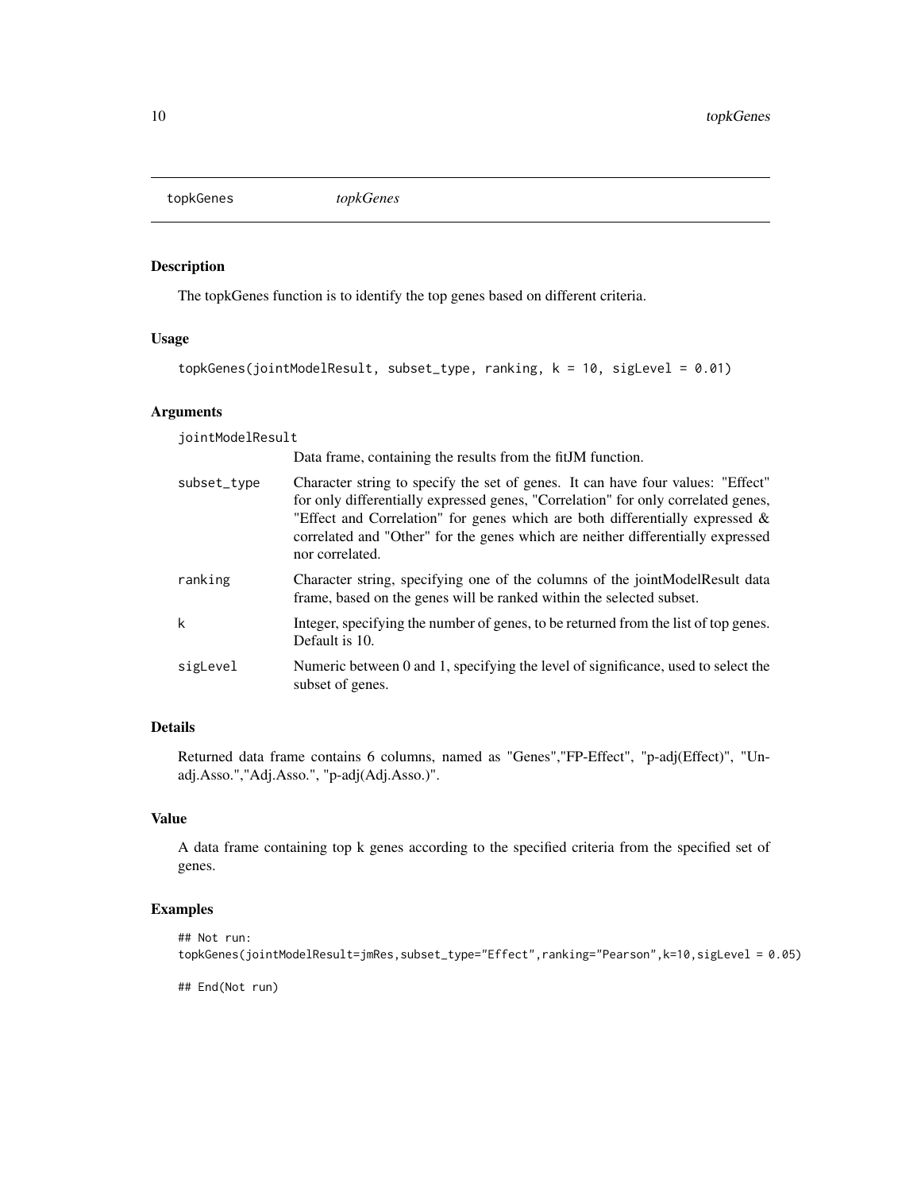# topkGenes — *topkGenes*

## Description

The topkGenes function is to identify the top genes based on different criteria.

## Usage

```
topkGenes(jointModelResult, subset_type, ranking, k = 10, sigLevel = 0.01)
```

## Arguments

| Argument | Description |
| --- | --- |
| jointModelResult | Data frame, containing the results from the fitJM function. |
| subset_type | Character string to specify the set of genes. It can have four values: "Effect" for only differentially expressed genes, "Correlation" for only correlated genes, "Effect and Correlation" for genes which are both differentially expressed & correlated and "Other" for the genes which are neither differentially expressed nor correlated. |
| ranking | Character string, specifying one of the columns of the jointModelResult data frame, based on the genes will be ranked within the selected subset. |
| k | Integer, specifying the number of genes, to be returned from the list of top genes. Default is 10. |
| sigLevel | Numeric between 0 and 1, specifying the level of significance, used to select the subset of genes. |

## Details

Returned data frame contains 6 columns, named as "Genes","FP-Effect", "p-adj(Effect)", "Unadj.Asso.","Adj.Asso.", "p-adj(Adj.Asso.)".

## Value

A data frame containing top k genes according to the specified criteria from the specified set of genes.

## Examples

```
## Not run:
topkGenes(jointModelResult=jmRes,subset_type="Effect",ranking="Pearson",k=10,sigLevel = 0.05)

## End(Not run)
```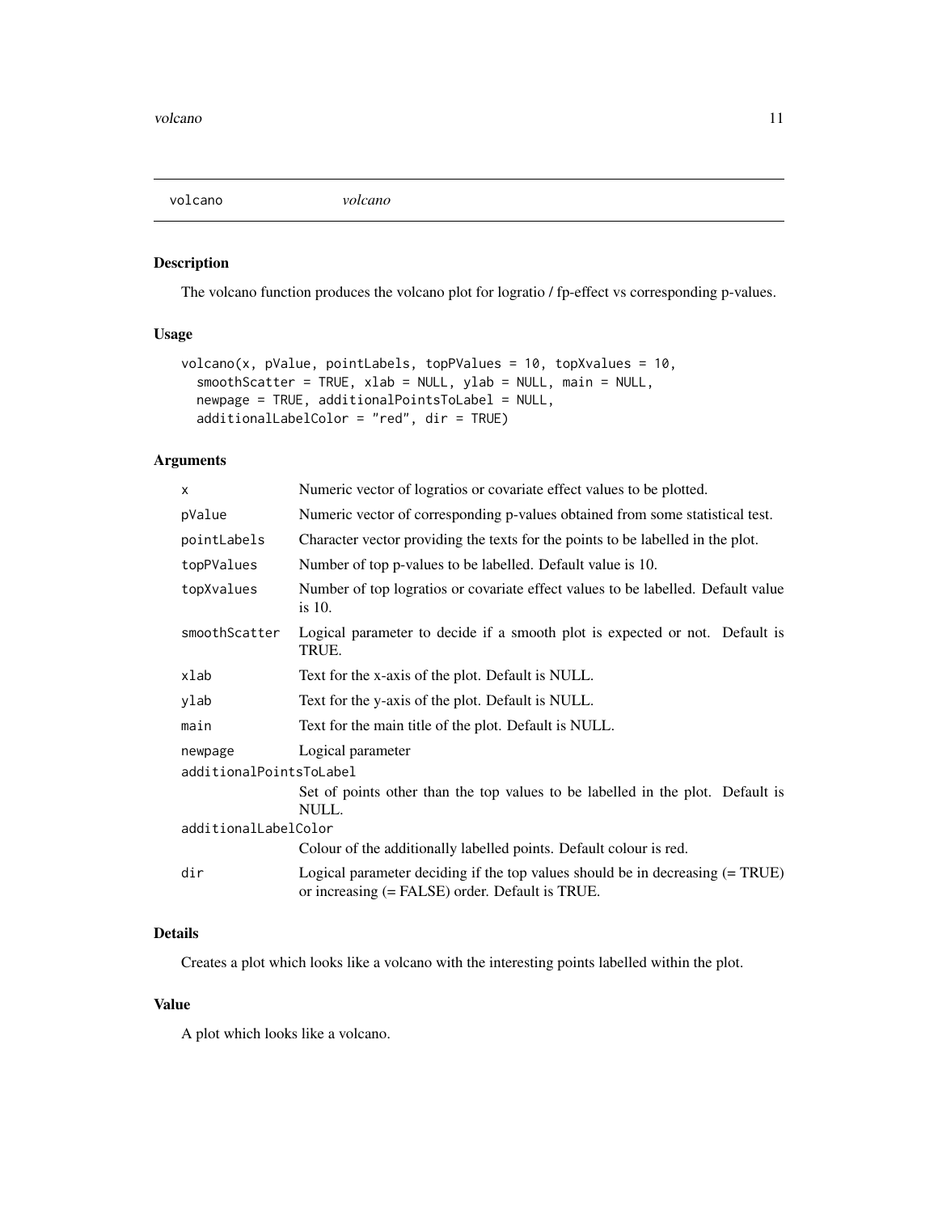## volcano *volcano*

### Description

The volcano function produces the volcano plot for logratio / fp-effect vs corresponding p-values.

### Usage

```
volcano(x, pValue, pointLabels, topPValues = 10, topXvalues = 10,
  smoothScatter = TRUE, xlab = NULL, ylab = NULL, main = NULL,
  newpage = TRUE, additionalPointsToLabel = NULL,
  additionalLabelColor = "red", dir = TRUE)
```

### Arguments

| | |
|---|---|
| `x` | Numeric vector of logratios or covariate effect values to be plotted. |
| `pValue` | Numeric vector of corresponding p-values obtained from some statistical test. |
| `pointLabels` | Character vector providing the texts for the points to be labelled in the plot. |
| `topPValues` | Number of top p-values to be labelled. Default value is 10. |
| `topXvalues` | Number of top logratios or covariate effect values to be labelled. Default value is 10. |
| `smoothScatter` | Logical parameter to decide if a smooth plot is expected or not. Default is TRUE. |
| `xlab` | Text for the x-axis of the plot. Default is NULL. |
| `ylab` | Text for the y-axis of the plot. Default is NULL. |
| `main` | Text for the main title of the plot. Default is NULL. |
| `newpage` | Logical parameter |
| `additionalPointsToLabel` | Set of points other than the top values to be labelled in the plot. Default is NULL. |
| `additionalLabelColor` | Colour of the additionally labelled points. Default colour is red. |
| `dir` | Logical parameter deciding if the top values should be in decreasing (= TRUE) or increasing (= FALSE) order. Default is TRUE. |

### Details

Creates a plot which looks like a volcano with the interesting points labelled within the plot.

### Value

A plot which looks like a volcano.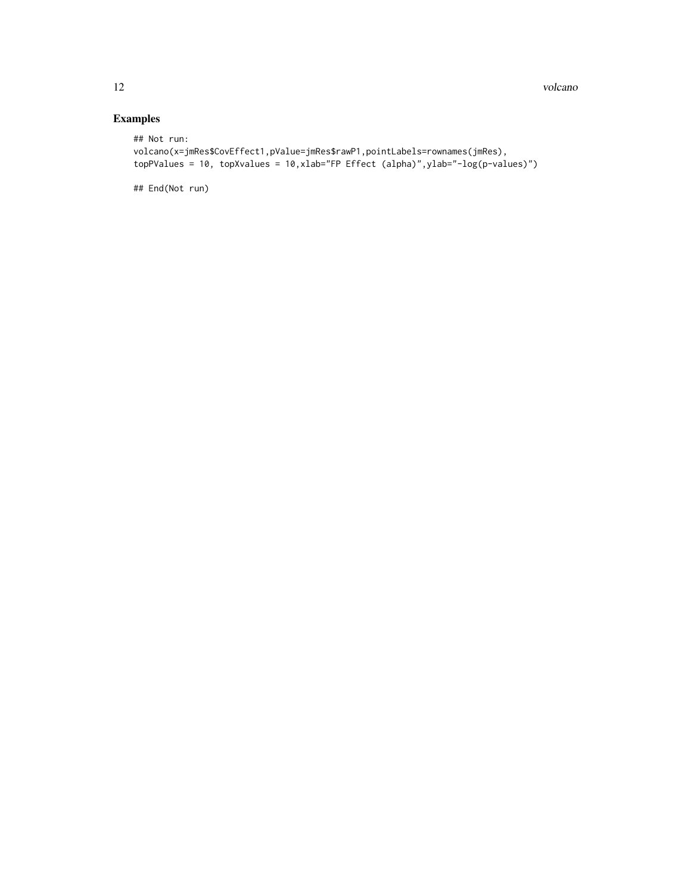## Examples

```
## Not run:
volcano(x=jmRes$CovEffect1,pValue=jmRes$rawP1,pointLabels=rownames(jmRes),
topPValues = 10, topXvalues = 10,xlab="FP Effect (alpha)",ylab="-log(p-values)")

## End(Not run)
```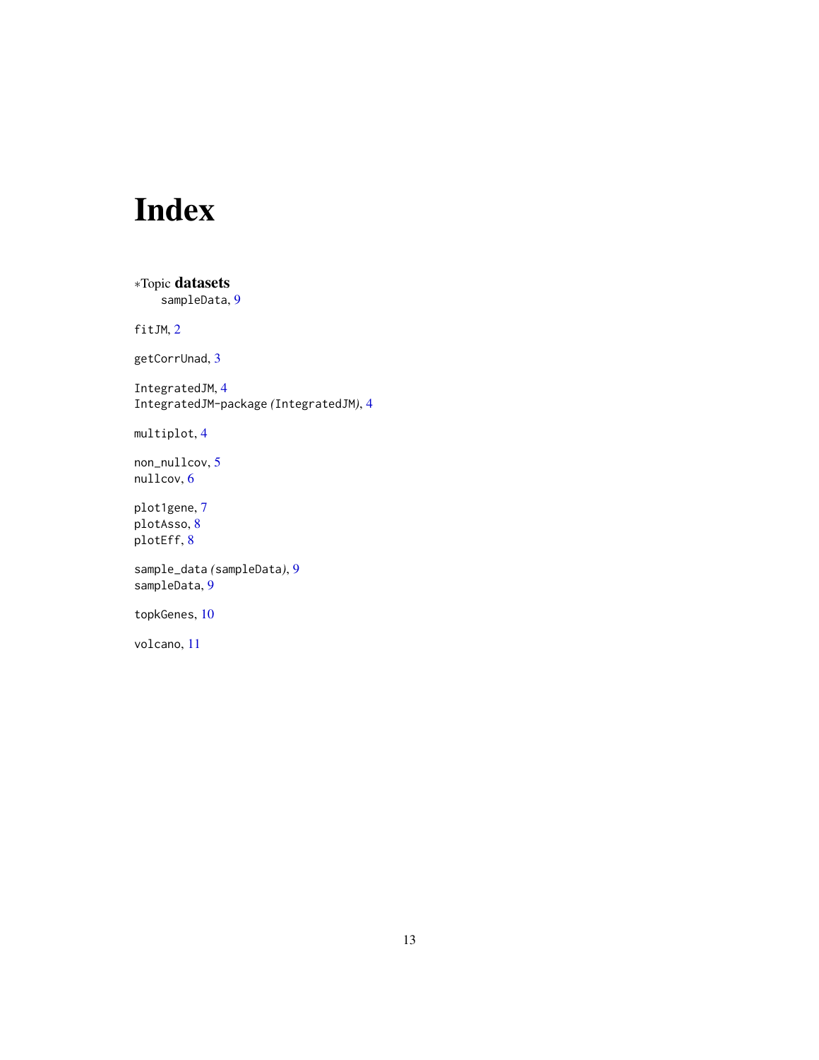# Index

*Topic **datasets**
    sampleData, 9

fitJM, 2

getCorrUnad, 3

IntegratedJM, 4
IntegratedJM-package (IntegratedJM), 4

multiplot, 4

non_nullcov, 5
nullcov, 6

plot1gene, 7
plotAsso, 8
plotEff, 8

sample_data (sampleData), 9
sampleData, 9

topkGenes, 10

volcano, 11